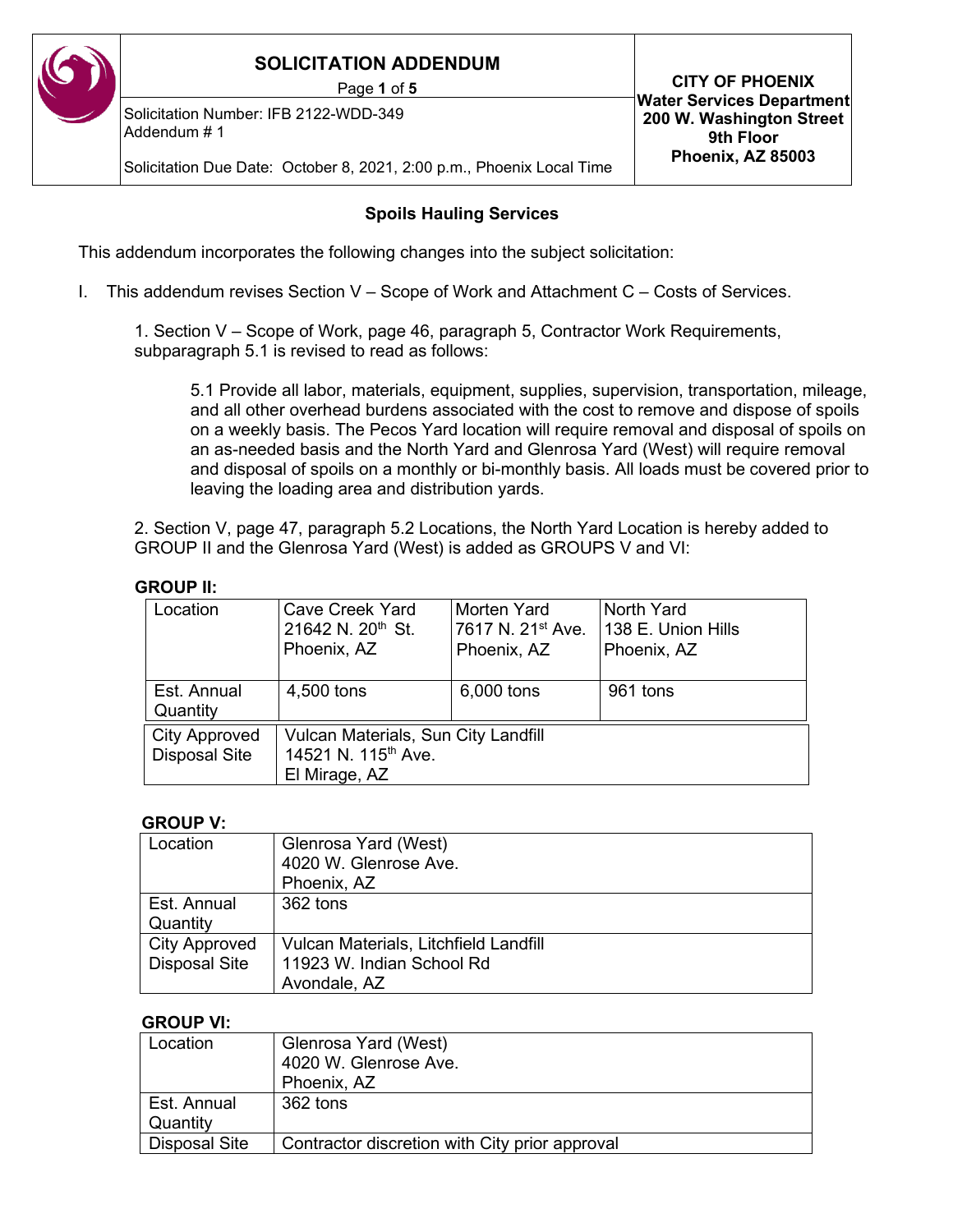# SOLICITATION ADDENDUM

Solicitation Number: IFB 2122-WDD-349
Addendum # 1

Solicitation Due Date: October 8, 2021, 2:00 p.m., Phoenix Local Time

**CITY OF PHOENIX**
**Water Services Department**
**200 W. Washington Street**
**9th Floor**
**Phoenix, AZ 85003**

## Spoils Hauling Services

This addendum incorporates the following changes into the subject solicitation:

I. This addendum revises Section V – Scope of Work and Attachment C – Costs of Services.

1. Section V – Scope of Work, page 46, paragraph 5, Contractor Work Requirements, subparagraph 5.1 is revised to read as follows:

   5.1 Provide all labor, materials, equipment, supplies, supervision, transportation, mileage, and all other overhead burdens associated with the cost to remove and dispose of spoils on a weekly basis. The Pecos Yard location will require removal and disposal of spoils on an as-needed basis and the North Yard and Glenrosa Yard (West) will require removal and disposal of spoils on a monthly or bi-monthly basis. All loads must be covered prior to leaving the loading area and distribution yards.

2. Section V, page 47, paragraph 5.2 Locations, the North Yard Location is hereby added to GROUP II and the Glenrosa Yard (West) is added as GROUPS V and VI:

**GROUP II:**

| Location | Cave Creek Yard<br>21642 N. 20th St.<br>Phoenix, AZ | Morten Yard<br>7617 N. 21st Ave.<br>Phoenix, AZ | North Yard<br>138 E. Union Hills<br>Phoenix, AZ |
|---|---|---|---|
| Est. Annual Quantity | 4,500 tons | 6,000 tons | 961 tons |
| City Approved Disposal Site | Vulcan Materials, Sun City Landfill<br>14521 N. 115th Ave.<br>El Mirage, AZ | | |

**GROUP V:**

| Location | Glenrosa Yard (West)<br>4020 W. Glenrose Ave.<br>Phoenix, AZ |
|---|---|
| Est. Annual Quantity | 362 tons |
| City Approved Disposal Site | Vulcan Materials, Litchfield Landfill<br>11923 W. Indian School Rd<br>Avondale, AZ |

**GROUP VI:**

| Location | Glenrosa Yard (West)<br>4020 W. Glenrose Ave.<br>Phoenix, AZ |
|---|---|
| Est. Annual Quantity | 362 tons |
| Disposal Site | Contractor discretion with City prior approval |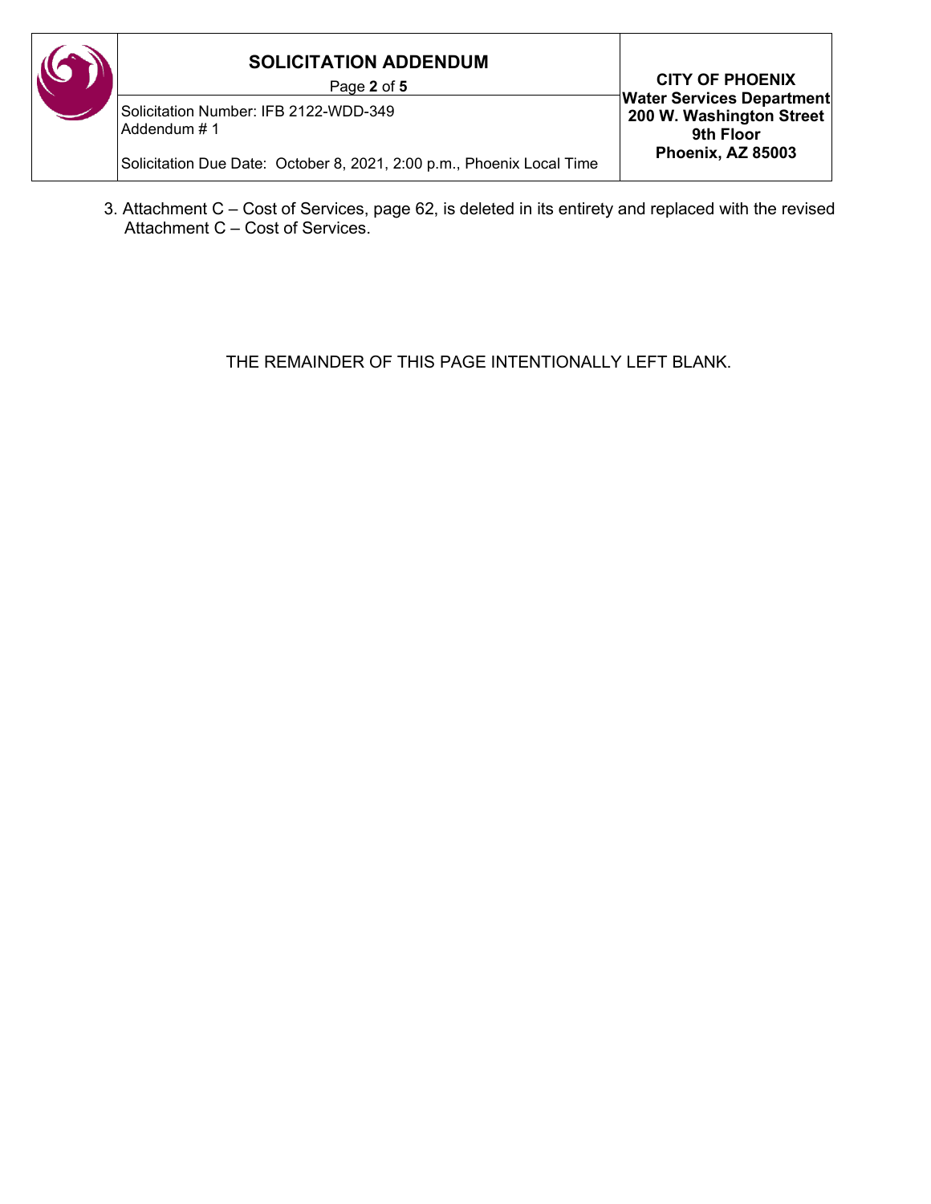3. Attachment C – Cost of Services, page 62, is deleted in its entirety and replaced with the revised Attachment C – Cost of Services.

THE REMAINDER OF THIS PAGE INTENTIONALLY LEFT BLANK.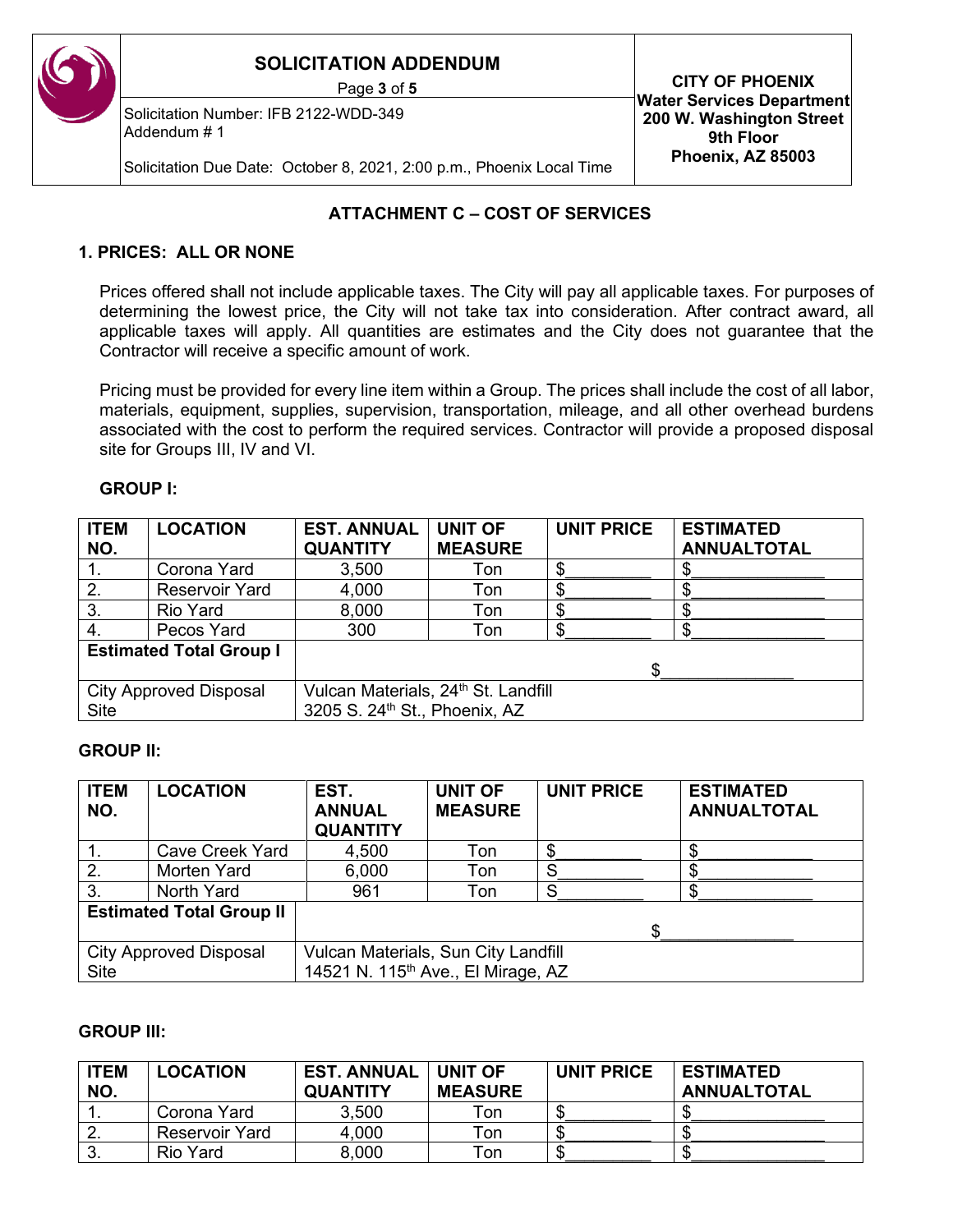## ATTACHMENT C – COST OF SERVICES

### 1. PRICES: ALL OR NONE

Prices offered shall not include applicable taxes. The City will pay all applicable taxes. For purposes of determining the lowest price, the City will not take tax into consideration. After contract award, all applicable taxes will apply. All quantities are estimates and the City does not guarantee that the Contractor will receive a specific amount of work.

Pricing must be provided for every line item within a Group. The prices shall include the cost of all labor, materials, equipment, supplies, supervision, transportation, mileage, and all other overhead burdens associated with the cost to perform the required services. Contractor will provide a proposed disposal site for Groups III, IV and VI.

**GROUP I:**

| ITEM NO. | LOCATION | EST. ANNUAL QUANTITY | UNIT OF MEASURE | UNIT PRICE | ESTIMATED ANNUALTOTAL |
|---|---|---|---|---|---|
| 1. | Corona Yard | 3,500 | Ton | $_________ | $______________ |
| 2. | Reservoir Yard | 4,000 | Ton | $_________ | $______________ |
| 3. | Rio Yard | 8,000 | Ton | $_________ | $______________ |
| 4. | Pecos Yard | 300 | Ton | $_________ | $______________ |
| **Estimated Total Group I** | | | | | $______________ |
| City Approved Disposal Site | Vulcan Materials, 24th St. Landfill 3205 S. 24th St., Phoenix, AZ | | | | |

**GROUP II:**

| ITEM NO. | LOCATION | EST. ANNUAL QUANTITY | UNIT OF MEASURE | UNIT PRICE | ESTIMATED ANNUALTOTAL |
|---|---|---|---|---|---|
| 1. | Cave Creek Yard | 4,500 | Ton | $_________ | $____________ |
| 2. | Morten Yard | 6,000 | Ton | S_________ | $____________ |
| 3. | North Yard | 961 | Ton | S_________ | $____________ |
| **Estimated Total Group II** | | | | | $______________ |
| City Approved Disposal Site | Vulcan Materials, Sun City Landfill 14521 N. 115th Ave., El Mirage, AZ | | | | |

**GROUP III:**

| ITEM NO. | LOCATION | EST. ANNUAL QUANTITY | UNIT OF MEASURE | UNIT PRICE | ESTIMATED ANNUALTOTAL |
|---|---|---|---|---|---|
| 1. | Corona Yard | 3,500 | Ton | $_________ | $______________ |
| 2. | Reservoir Yard | 4,000 | Ton | $_________ | $______________ |
| 3. | Rio Yard | 8,000 | Ton | $_________ | $______________ |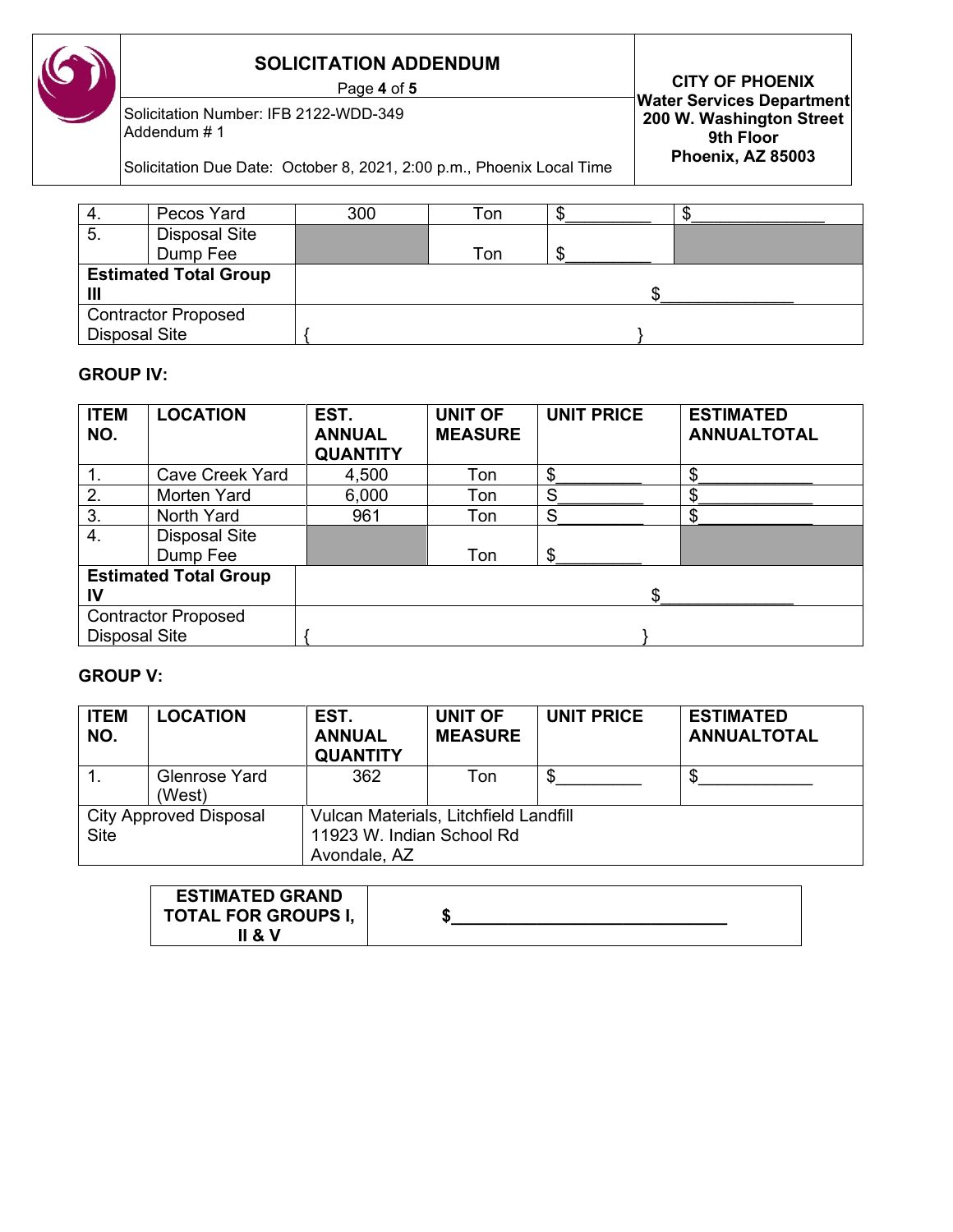| 4. | Pecos Yard | 300 | Ton | $__________ | $_______________ |
|---|---|---|---|---|---|
| 5. | Disposal Site Dump Fee | | Ton | $__________ | |
| **Estimated Total Group III** | | $_______________ | | | |
| Contractor Proposed Disposal Site | | { } | | | |

**GROUP IV:**

| ITEM NO. | LOCATION | EST. ANNUAL QUANTITY | UNIT OF MEASURE | UNIT PRICE | ESTIMATED ANNUALTOTAL |
|---|---|---|---|---|---|
| 1. | Cave Creek Yard | 4,500 | Ton | $__________ | $_____________ |
| 2. | Morten Yard | 6,000 | Ton | S__________ | $_____________ |
| 3. | North Yard | 961 | Ton | S__________ | $_____________ |
| 4. | Disposal Site Dump Fee | | Ton | $__________ | |
| **Estimated Total Group IV** | | $_______________ | | | |
| Contractor Proposed Disposal Site | | { } | | | |

**GROUP V:**

| ITEM NO. | LOCATION | EST. ANNUAL QUANTITY | UNIT OF MEASURE | UNIT PRICE | ESTIMATED ANNUALTOTAL |
|---|---|---|---|---|---|
| 1. | Glenrose Yard (West) | 362 | Ton | $__________ | $_____________ |
| City Approved Disposal Site | | Vulcan Materials, Litchfield Landfill 11923 W. Indian School Rd Avondale, AZ | | | |

| ESTIMATED GRAND TOTAL FOR GROUPS I, II & V | $______________________________ |
|---|---|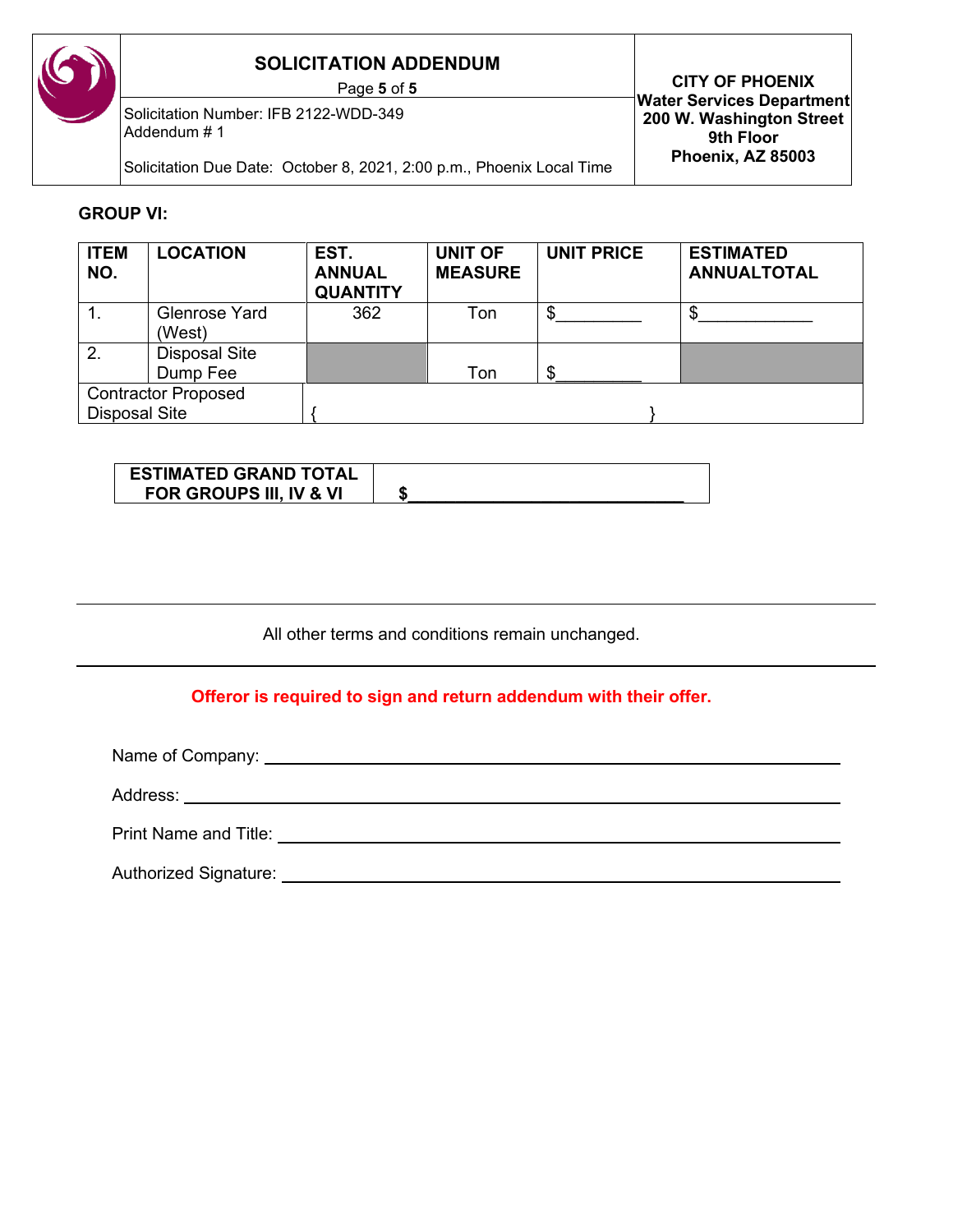SOLICITATION ADDENDUM

Solicitation Number: IFB 2122-WDD-349
Addendum # 1

Solicitation Due Date: October 8, 2021, 2:00 p.m., Phoenix Local Time

**CITY OF PHOENIX**
**Water Services Department**
**200 W. Washington Street**
**9th Floor**
**Phoenix, AZ 85003**

**GROUP VI:**

| ITEM NO. | LOCATION | EST. ANNUAL QUANTITY | UNIT OF MEASURE | UNIT PRICE | ESTIMATED ANNUALTOTAL |
|---|---|---|---|---|---|
| 1. | Glenrose Yard (West) | 362 | Ton | $_________ | $_____________ |
| 2. | Disposal Site Dump Fee | | Ton | $_________ | |
| Contractor Proposed Disposal Site | { } | | | | |

| ESTIMATED GRAND TOTAL FOR GROUPS III, IV & VI | $_____________________________ |
|---|---|

All other terms and conditions remain unchanged.

**Offeror is required to sign and return addendum with their offer.**

Name of Company: ____________________________________________

Address: ____________________________________________

Print Name and Title: ____________________________________________

Authorized Signature: ____________________________________________